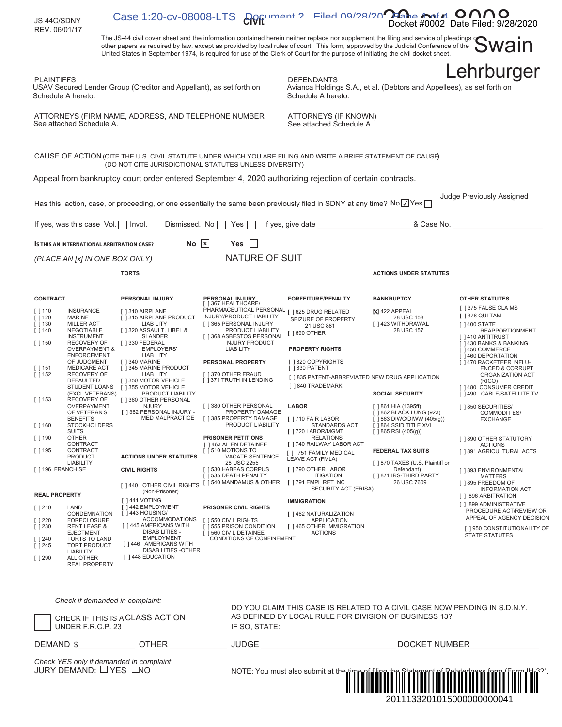JS 44C/SDNY
REV. 06/01/17

Case 1:20-cv-08008-LTS Document 2 Filed 09/28/20

**CIVIL COVER SHEET**

Docket #0002 Date Filed: 9/28/2020

Swain Lehrburger

The JS-44 civil cover sheet and the information contained herein neither replace nor supplement the filing and service of pleadings or other papers as required by law, except as provided by local rules of court. This form, approved by the Judicial Conference of the United States in September 1974, is required for use of the Clerk of Court for the purpose of initiating the civil docket sheet.

**PLAINTIFFS**
USAV Secured Lender Group (Creditor and Appellant), as set forth on Schedule A hereto.

**DEFENDANTS**
Avianca Holdings S.A., et al. (Debtors and Appellees), as set forth on Schedule A hereto.

**ATTORNEYS (FIRM NAME, ADDRESS, AND TELEPHONE NUMBER**
See attached Schedule A.

**ATTORNEYS (IF KNOWN)**
See attached Schedule A.

**CAUSE OF ACTION** (CITE THE U.S. CIVIL STATUTE UNDER WHICH YOU ARE FILING AND WRITE A BRIEF STATEMENT OF CAUSE)
(DO NOT CITE JURISDICTIONAL STATUTES UNLESS DIVERSITY)

Appeal from bankruptcy court order entered September 4, 2020 authorizing rejection of certain contracts.

Judge Previously Assigned

Has this action, case, or proceeding, or one essentially the same been previously filed in SDNY at any time? No [✓] Yes [ ]

If yes, was this case Vol. [ ] Invol. [ ] Dismissed. No [ ] Yes [ ] If yes, give date ______________ & Case No. ______________

**IS THIS AN INTERNATIONAL ARBITRATION CASE?** No [x] Yes [ ]

*(PLACE AN [x] IN ONE BOX ONLY)*

## NATURE OF SUIT

**TORTS** / **ACTIONS UNDER STATUTES**

**CONTRACT**
- [ ] 110 INSURANCE
- [ ] 120 MARINE
- [ ] 130 MILLER ACT
- [ ] 140 NEGOTIABLE INSTRUMENT
- [ ] 150 RECOVERY OF OVERPAYMENT & ENFORCEMENT OF JUDGMENT
- [ ] 151 MEDICARE ACT
- [ ] 152 RECOVERY OF DEFAULTED STUDENT LOANS (EXCL VETERANS)
- [ ] 153 RECOVERY OF OVERPAYMENT OF VETERAN'S BENEFITS
- [ ] 160 STOCKHOLDERS SUITS
- [ ] 190 OTHER CONTRACT
- [ ] 195 CONTRACT PRODUCT LIABILITY
- [ ] 196 FRANCHISE

**REAL PROPERTY**
- [ ] 210 LAND CONDEMNATION
- [ ] 220 FORECLOSURE
- [ ] 230 RENT LEASE & EJECTMENT
- [ ] 240 TORTS TO LAND
- [ ] 245 TORT PRODUCT LIABILITY
- [ ] 290 ALL OTHER REAL PROPERTY

**PERSONAL INJURY**
- [ ] 310 AIRPLANE
- [ ] 315 AIRPLANE PRODUCT LIAB LITY
- [ ] 320 ASSAULT, LIBEL & SLANDER
- [ ] 330 FEDERAL EMPLOYERS' LIAB LITY
- [ ] 340 MARINE
- [ ] 345 MARINE PRODUCT LIAB LITY
- [ ] 350 MOTOR VEHICLE
- [ ] 355 MOTOR VEHICLE PRODUCT LIABILITY
- [ ] 360 OTHER PERSONAL NJURY
- [ ] 362 PERSONAL INJURY - MED MALPRACTICE

**ACTIONS UNDER STATUTES**

**CIVIL RIGHTS**
- [ ] 440 OTHER CIVIL RIGHTS (Non-Prisoner)
- [ ] 441 VOTING
- [ ] 442 EMPLOYMENT
- [ ] 443 HOUSING/ ACCOMMODATIONS
- [ ] 445 AMERICANS WITH DISAB LITIES - EMPLOYMENT
- [ ] 446 AMERICANS WITH DISAB LITIES -OTHER
- [ ] 448 EDUCATION

**PERSONAL INJURY**
- [ ] 367 HEALTHCARE/ PHARMACEUTICAL PERSONAL NJURY/PRODUCT LIABILITY
- [ ] 365 PERSONAL INJURY PRODUCT LIABILITY
- [ ] 368 ASBESTOS PERSONAL NJURY PRODUCT LIAB LITY

**PERSONAL PROPERTY**
- [ ] 370 OTHER FRAUD
- [ ] 371 TRUTH IN LENDING
- [ ] 380 OTHER PERSONAL PROPERTY DAMAGE
- [ ] 385 PROPERTY DAMAGE PRODUCT LIABILITY

**PRISONER PETITIONS**
- [ ] 463 AL EN DETAINEE
- [ ] 510 MOTIONS TO VACATE SENTENCE 28 USC 2255
- [ ] 530 HABEAS CORPUS
- [ ] 535 DEATH PENALTY
- [ ] 540 MANDAMUS & OTHER

**PRISONER CIVIL RIGHTS**
- [ ] 550 CIV L RIGHTS
- [ ] 555 PRISON CONDITION
- [ ] 560 CIV L DETAINEE CONDITIONS OF CONFINEMENT

**FORFEITURE/PENALTY**
- [ ] 625 DRUG RELATED SEIZURE OF PROPERTY 21 USC 881
- [ ] 690 OTHER

**PROPERTY RIGHTS**
- [ ] 820 COPYRIGHTS
- [ ] 830 PATENT
- [ ] 835 PATENT-ABBREVIATED NEW DRUG APPLICATION
- [ ] 840 TRADEMARK

**LABOR**
- [ ] 710 FA R LABOR STANDARDS ACT
- [ ] 720 LABOR/MGMT RELATIONS
- [ ] 740 RAILWAY LABOR ACT
- [ ] 751 FAMILY MEDICAL LEAVE ACT (FMLA)
- [ ] 790 OTHER LABOR LITIGATION
- [ ] 791 EMPL RET NC SECURITY ACT (ERISA)

**IMMIGRATION**
- [ ] 462 NATURALIZATION APPLICATION
- [ ] 465 OTHER MMIGRATION ACTIONS

**BANKRUPTCY**
- [x] 422 APPEAL 28 USC 158
- [ ] 423 WITHDRAWAL 28 USC 157

**SOCIAL SECURITY**
- [ ] 861 HIA (1395ff)
- [ ] 862 BLACK LUNG (923)
- [ ] 863 DIWC/DIWW (405(g))
- [ ] 864 SSID TITLE XVI
- [ ] 865 RSI (405(g))

**FEDERAL TAX SUITS**
- [ ] 870 TAXES (U.S. Plaintiff or Defendant)
- [ ] 871 IRS-THIRD PARTY 26 USC 7609

**OTHER STATUTES**
- [ ] 375 FALSE CLA MS
- [ ] 376 QUI TAM
- [ ] 400 STATE REAPPORTIONMENT
- [ ] 410 ANTITRUST
- [ ] 430 BANKS & BANKING
- [ ] 450 COMMERCE
- [ ] 460 DEPORTATION
- [ ] 470 RACKETEER INFLU-ENCED & CORRUPT ORGANIZATION ACT (RICO)
- [ ] 480 CONSUMER CREDIT
- [ ] 490 CABLE/SATELLITE TV
- [ ] 850 SECURITIES/ COMMODIT ES/ EXCHANGE
- [ ] 890 OTHER STATUTORY ACTIONS
- [ ] 891 AGRICULTURAL ACTS
- [ ] 893 ENVIRONMENTAL MATTERS
- [ ] 895 FREEDOM OF INFORMATION ACT
- [ ] 896 ARBITRATION
- [ ] 899 ADMINISTRATIVE PROCEDURE ACT/REVIEW OR APPEAL OF AGENCY DECISION
- [ ] 950 CONSTITUTIONALITY OF STATE STATUTES

*Check if demanded in complaint:*

[ ] CHECK IF THIS IS A CLASS ACTION UNDER F.R.C.P. 23

DO YOU CLAIM THIS CASE IS RELATED TO A CIVIL CASE NOW PENDING IN S.D.N.Y. AS DEFINED BY LOCAL RULE FOR DIVISION OF BUSINESS 13?
IF SO, STATE:

DEMAND $____________ OTHER ____________ JUDGE ______________________ DOCKET NUMBER______________

*Check YES only if demanded in complaint*
JURY DEMAND: [ ] YES [ ] NO

NOTE: You must also submit at the time of filing the Statement of Relatedness form (Form IH-32).

2011133201015000000000041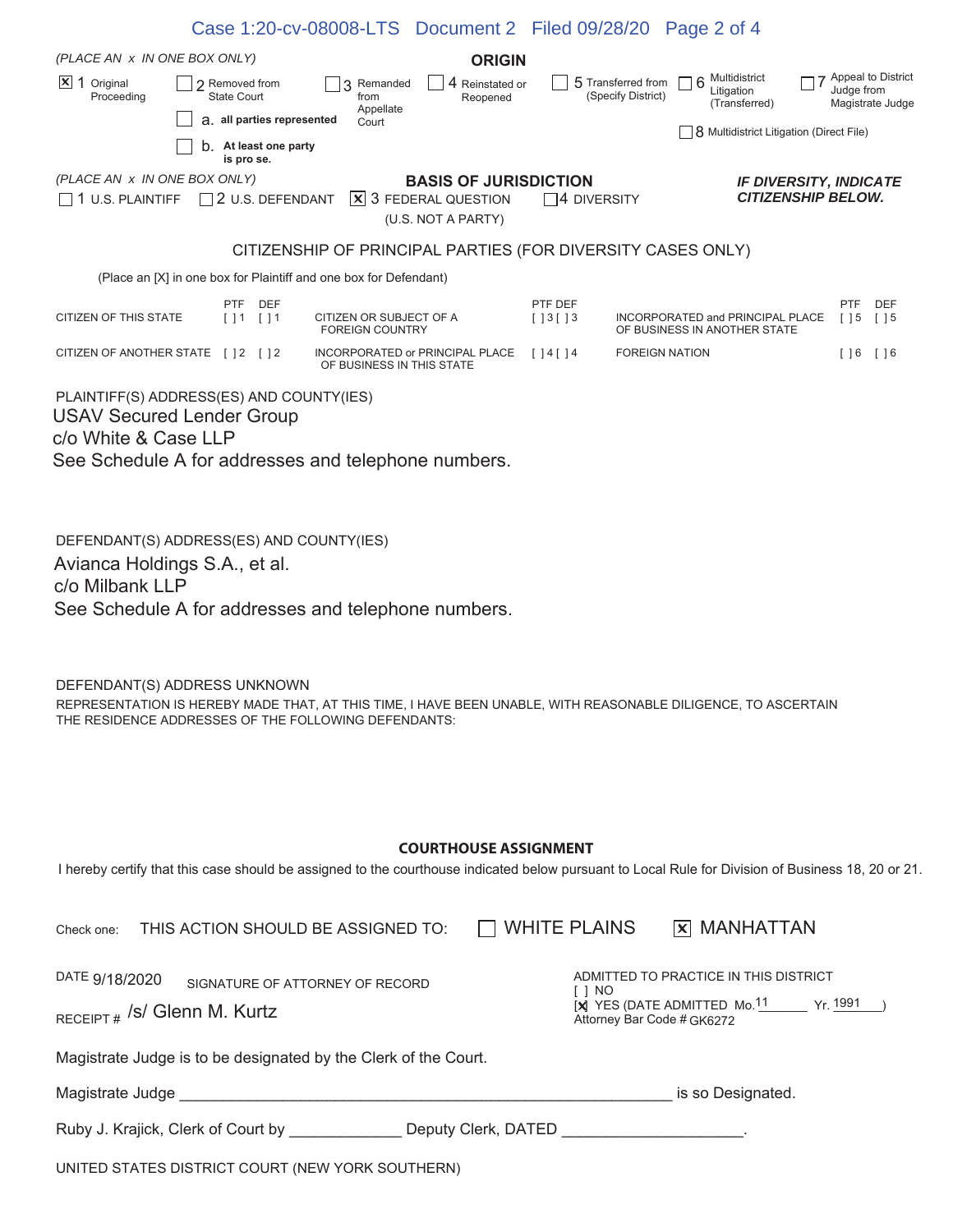(PLACE AN x IN ONE BOX ONLY)

## ORIGIN

- [X] 1 Original Proceeding
- [ ] 2 Removed from State Court
  - [ ] a. **all parties represented**
  - [ ] b. **At least one party is pro se.**
- [ ] 3 Remanded from Appellate Court
- [ ] 4 Reinstated or Reopened
- [ ] 5 Transferred from (Specify District)
- [ ] 6 Multidistrict Litigation (Transferred)
- [ ] 7 Appeal to District Judge from Magistrate Judge
- [ ] 8 Multidistrict Litigation (Direct File)

(PLACE AN x IN ONE BOX ONLY)

## BASIS OF JURISDICTION

- [ ] 1 U.S. PLAINTIFF
- [ ] 2 U.S. DEFENDANT
- [X] 3 FEDERAL QUESTION (U.S. NOT A PARTY)
- [ ] 4 DIVERSITY

***IF DIVERSITY, INDICATE CITIZENSHIP BELOW.***

## CITIZENSHIP OF PRINCIPAL PARTIES (FOR DIVERSITY CASES ONLY)

(Place an [X] in one box for Plaintiff and one box for Defendant)

| | PTF | DEF | | PTF | DEF | | PTF | DEF |
|---|---|---|---|---|---|---|---|---|
| CITIZEN OF THIS STATE | [ ] 1 | [ ] 1 | CITIZEN OR SUBJECT OF A FOREIGN COUNTRY | [ ] 3 | [ ] 3 | INCORPORATED and PRINCIPAL PLACE OF BUSINESS IN ANOTHER STATE | [ ] 5 | [ ] 5 |
| CITIZEN OF ANOTHER STATE | [ ] 2 | [ ] 2 | INCORPORATED or PRINCIPAL PLACE OF BUSINESS IN THIS STATE | [ ] 4 | [ ] 4 | FOREIGN NATION | [ ] 6 | [ ] 6 |

PLAINTIFF(S) ADDRESS(ES) AND COUNTY(IES)

USAV Secured Lender Group
c/o White & Case LLP
See Schedule A for addresses and telephone numbers.

DEFENDANT(S) ADDRESS(ES) AND COUNTY(IES)

Avianca Holdings S.A., et al.
c/o Milbank LLP
See Schedule A for addresses and telephone numbers.

DEFENDANT(S) ADDRESS UNKNOWN

REPRESENTATION IS HEREBY MADE THAT, AT THIS TIME, I HAVE BEEN UNABLE, WITH REASONABLE DILIGENCE, TO ASCERTAIN THE RESIDENCE ADDRESSES OF THE FOLLOWING DEFENDANTS:

## COURTHOUSE ASSIGNMENT

I hereby certify that this case should be assigned to the courthouse indicated below pursuant to Local Rule for Division of Business 18, 20 or 21.

Check one: THIS ACTION SHOULD BE ASSIGNED TO: [ ] WHITE PLAINS [X] MANHATTAN

DATE 9/18/2020 SIGNATURE OF ATTORNEY OF RECORD

RECEIPT # /s/ Glenn M. Kurtz

ADMITTED TO PRACTICE IN THIS DISTRICT
[ ] NO
[X] YES (DATE ADMITTED Mo. 11 Yr. 1991)
Attorney Bar Code # GK6272

Magistrate Judge is to be designated by the Clerk of the Court.

Magistrate Judge ____________________________________________ is so Designated.

Ruby J. Krajick, Clerk of Court by ____________ Deputy Clerk, DATED ____________________.

UNITED STATES DISTRICT COURT (NEW YORK SOUTHERN)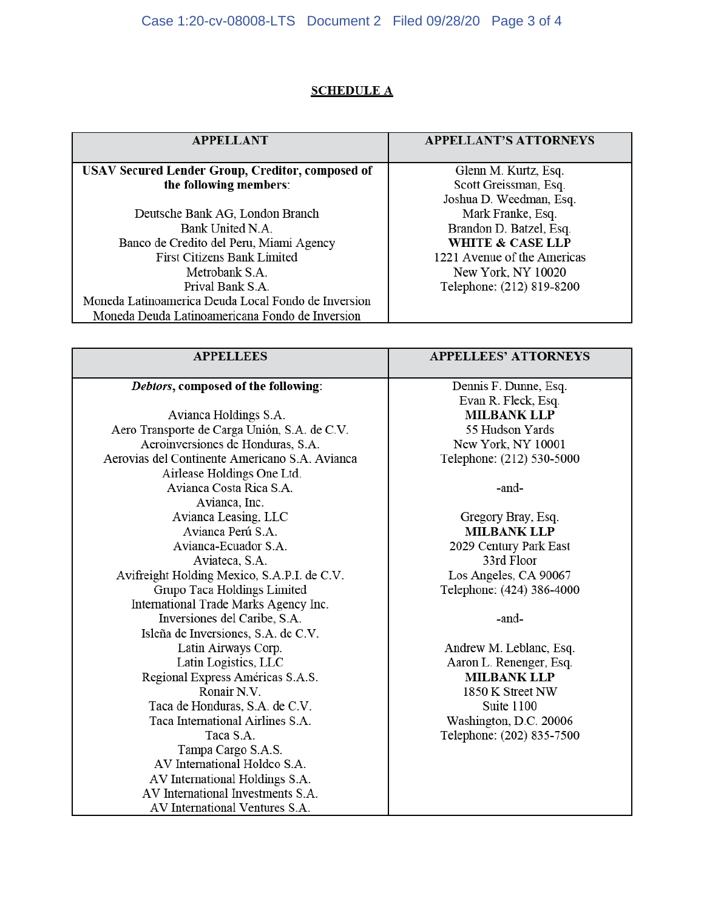## SCHEDULE A

| APPELLANT | APPELLANT'S ATTORNEYS |
| --- | --- |
| **USAV Secured Lender Group, Creditor, composed of the following members:**<br><br>Deutsche Bank AG, London Branch<br>Bank United N.A.<br>Banco de Credito del Peru, Miami Agency<br>First Citizens Bank Limited<br>Metrobank S.A.<br>Prival Bank S.A.<br>Moneda Latinoamerica Deuda Local Fondo de Inversion<br>Moneda Deuda Latinoamericana Fondo de Inversion | Glenn M. Kurtz, Esq.<br>Scott Greissman, Esq.<br>Joshua D. Weedman, Esq.<br>Mark Franke, Esq.<br>Brandon D. Batzel, Esq.<br>**WHITE & CASE LLP**<br>1221 Avenue of the Americas<br>New York, NY 10020<br>Telephone: (212) 819-8200 |

| APPELLEES | APPELLEES' ATTORNEYS |
| --- | --- |
| ***Debtors*, composed of the following:**<br><br>Avianca Holdings S.A.<br>Aero Transporte de Carga Unión, S.A. de C.V.<br>Aeroinversiones de Honduras, S.A.<br>Aerovias del Continente Americano S.A. Avianca<br>Airlease Holdings One Ltd.<br>Avianca Costa Rica S.A.<br>Avianca, Inc.<br>Avianca Leasing, LLC<br>Avianca Perú S.A.<br>Avianca-Ecuador S.A.<br>Aviateca, S.A.<br>Avifreight Holding Mexico, S.A.P.I. de C.V.<br>Grupo Taca Holdings Limited<br>International Trade Marks Agency Inc.<br>Inversiones del Caribe, S.A.<br>Isleña de Inversiones, S.A. de C.V.<br>Latin Airways Corp.<br>Latin Logistics, LLC<br>Regional Express Américas S.A.S.<br>Ronair N.V.<br>Taca de Honduras, S.A. de C.V.<br>Taca International Airlines S.A.<br>Taca S.A.<br>Tampa Cargo S.A.S.<br>AV International Holdco S.A.<br>AV International Holdings S.A.<br>AV International Investments S.A.<br>AV International Ventures S.A. | Dennis F. Dunne, Esq.<br>Evan R. Fleck, Esq.<br>**MILBANK LLP**<br>55 Hudson Yards<br>New York, NY 10001<br>Telephone: (212) 530-5000<br><br>-and-<br><br>Gregory Bray, Esq.<br>**MILBANK LLP**<br>2029 Century Park East<br>33rd Floor<br>Los Angeles, CA 90067<br>Telephone: (424) 386-4000<br><br>-and-<br><br>Andrew M. Leblanc, Esq.<br>Aaron L. Renenger, Esq.<br>**MILBANK LLP**<br>1850 K Street NW<br>Suite 1100<br>Washington, D.C. 20006<br>Telephone: (202) 835-7500 |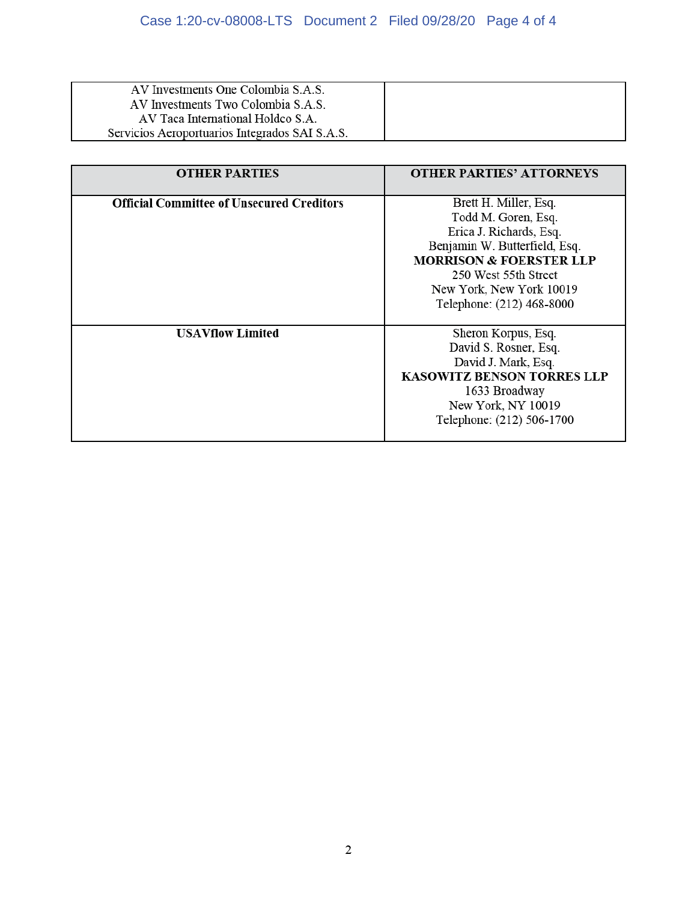| | |
|---|---|
| AV Investments One Colombia S.A.S.<br>AV Investments Two Colombia S.A.S.<br>AV Taca International Holdco S.A.<br>Servicios Aeroportuarios Integrados SAI S.A.S. | |

| OTHER PARTIES | OTHER PARTIES' ATTORNEYS |
|---|---|
| **Official Committee of Unsecured Creditors** | Brett H. Miller, Esq.<br>Todd M. Goren, Esq.<br>Erica J. Richards, Esq.<br>Benjamin W. Butterfield, Esq.<br>**MORRISON & FOERSTER LLP**<br>250 West 55th Street<br>New York, New York 10019<br>Telephone: (212) 468-8000 |
| **USAVflow Limited** | Sheron Korpus, Esq.<br>David S. Rosner, Esq.<br>David J. Mark, Esq.<br>**KASOWITZ BENSON TORRES LLP**<br>1633 Broadway<br>New York, NY 10019<br>Telephone: (212) 506-1700 |